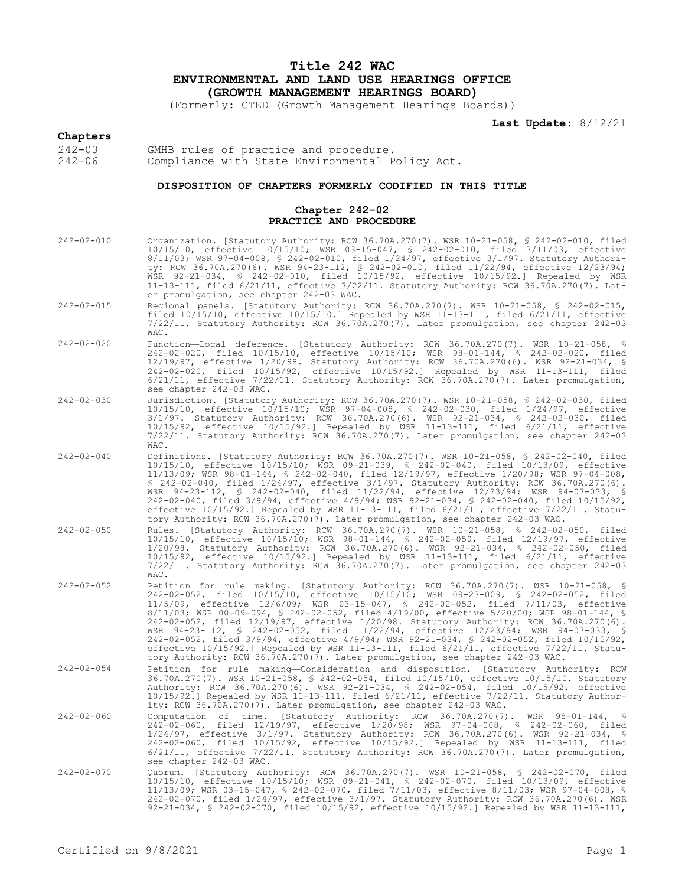# Title 242 WAC
# ENVIRONMENTAL AND LAND USE HEARINGS OFFICE
# (GROWTH MANAGEMENT HEARINGS BOARD)

(Formerly: CTED (Growth Management Hearings Boards))

**Last Update:** 8/12/21

**Chapters**

242-03 GMHB rules of practice and procedure.
242-06 Compliance with State Environmental Policy Act.

**DISPOSITION OF CHAPTERS FORMERLY CODIFIED IN THIS TITLE**

**Chapter 242-02**
**PRACTICE AND PROCEDURE**

242-02-010 Organization. [Statutory Authority: RCW 36.70A.270(7). WSR 10-21-058, § 242-02-010, filed 10/15/10, effective 10/15/10; WSR 03-15-047, § 242-02-010, filed 7/11/03, effective 8/11/03; WSR 97-04-008, § 242-02-010, filed 1/24/97, effective 3/1/97. Statutory Authority: RCW 36.70A.270(6). WSR 94-23-112, § 242-02-010, filed 11/22/94, effective 12/23/94; WSR 92-21-034, § 242-02-010, filed 10/15/92, effective 10/15/92.] Repealed by WSR 11-13-111, filed 6/21/11, effective 7/22/11. Statutory Authority: RCW 36.70A.270(7). Later promulgation, see chapter 242-03 WAC.

242-02-015 Regional panels. [Statutory Authority: RCW 36.70A.270(7). WSR 10-21-058, § 242-02-015, filed 10/15/10, effective 10/15/10.] Repealed by WSR 11-13-111, filed 6/21/11, effective 7/22/11. Statutory Authority: RCW 36.70A.270(7). Later promulgation, see chapter 242-03 WAC.

242-02-020 Function—Local deference. [Statutory Authority: RCW 36.70A.270(7). WSR 10-21-058, § 242-02-020, filed 10/15/10, effective 10/15/10; WSR 98-01-144, § 242-02-020, filed 12/19/97, effective 1/20/98. Statutory Authority: RCW 36.70A.270(6). WSR 92-21-034, § 242-02-020, filed 10/15/92, effective 10/15/92.] Repealed by WSR 11-13-111, filed 6/21/11, effective 7/22/11. Statutory Authority: RCW 36.70A.270(7). Later promulgation, see chapter 242-03 WAC.

242-02-030 Jurisdiction. [Statutory Authority: RCW 36.70A.270(7). WSR 10-21-058, § 242-02-030, filed 10/15/10, effective 10/15/10; WSR 97-04-008, § 242-02-030, filed 1/24/97, effective 3/1/97. Statutory Authority: RCW 36.70A.270(6). WSR 92-21-034, § 242-02-030, filed 10/15/92, effective 10/15/92.] Repealed by WSR 11-13-111, filed 6/21/11, effective 7/22/11. Statutory Authority: RCW 36.70A.270(7). Later promulgation, see chapter 242-03 WAC.

242-02-040 Definitions. [Statutory Authority: RCW 36.70A.270(7). WSR 10-21-058, § 242-02-040, filed 10/15/10, effective 10/15/10; WSR 09-21-039, § 242-02-040, filed 10/13/09, effective 11/13/09; WSR 98-01-144, § 242-02-040, filed 12/19/97, effective 1/20/98; WSR 97-04-008, § 242-02-040, filed 1/24/97, effective 3/1/97. Statutory Authority: RCW 36.70A.270(6). WSR 94-23-112, § 242-02-040, filed 11/22/94, effective 12/23/94; WSR 94-07-033, § 242-02-040, filed 3/9/94, effective 4/9/94; WSR 92-21-034, § 242-02-040, filed 10/15/92, effective 10/15/92.] Repealed by WSR 11-13-111, filed 6/21/11, effective 7/22/11. Statutory Authority: RCW 36.70A.270(7). Later promulgation, see chapter 242-03 WAC.

242-02-050 Rules. [Statutory Authority: RCW 36.70A.270(7). WSR 10-21-058, § 242-02-050, filed 10/15/10, effective 10/15/10; WSR 98-01-144, § 242-02-050, filed 12/19/97, effective 1/20/98. Statutory Authority: RCW 36.70A.270(6). WSR 92-21-034, § 242-02-050, filed 10/15/92, effective 10/15/92.] Repealed by WSR 11-13-111, filed 6/21/11, effective 7/22/11. Statutory Authority: RCW 36.70A.270(7). Later promulgation, see chapter 242-03 WAC.

242-02-052 Petition for rule making. [Statutory Authority: RCW 36.70A.270(7). WSR 10-21-058, § 242-02-052, filed 10/15/10, effective 10/15/10; WSR 09-23-009, § 242-02-052, filed 11/5/09, effective 12/6/09; WSR 03-15-047, § 242-02-052, filed 7/11/03, effective 8/11/03; WSR 00-09-094, § 242-02-052, filed 4/19/00, effective 5/20/00; WSR 98-01-144, § 242-02-052, filed 12/19/97, effective 1/20/98. Statutory Authority: RCW 36.70A.270(6). WSR 94-23-112, § 242-02-052, filed 11/22/94, effective 12/23/94; WSR 94-07-033, § 242-02-052, filed 3/9/94, effective 4/9/94; WSR 92-21-034, § 242-02-052, filed 10/15/92, effective 10/15/92.] Repealed by WSR 11-13-111, filed 6/21/11, effective 7/22/11. Statutory Authority: RCW 36.70A.270(7). Later promulgation, see chapter 242-03 WAC.

242-02-054 Petition for rule making—Consideration and disposition. [Statutory Authority: RCW 36.70A.270(7). WSR 10-21-058, § 242-02-054, filed 10/15/10, effective 10/15/10. Statutory Authority: RCW 36.70A.270(6). WSR 92-21-034, § 242-02-054, filed 10/15/92, effective 10/15/92.] Repealed by WSR 11-13-111, filed 6/21/11, effective 7/22/11. Statutory Authority: RCW 36.70A.270(7). Later promulgation, see chapter 242-03 WAC.

242-02-060 Computation of time. [Statutory Authority: RCW 36.70A.270(7). WSR 98-01-144, § 242-02-060, filed 12/19/97, effective 1/20/98; WSR 97-04-008, § 242-02-060, filed 1/24/97, effective 3/1/97. Statutory Authority: RCW 36.70A.270(6). WSR 92-21-034, § 242-02-060, filed 10/15/92, effective 10/15/92.] Repealed by WSR 11-13-111, filed 6/21/11, effective 7/22/11. Statutory Authority: RCW 36.70A.270(7). Later promulgation, see chapter 242-03 WAC.

242-02-070 Quorum. [Statutory Authority: RCW 36.70A.270(7). WSR 10-21-058, § 242-02-070, filed 10/15/10, effective 10/15/10; WSR 09-21-041, § 242-02-070, filed 10/13/09, effective 11/13/09; WSR 03-15-047, § 242-02-070, filed 7/11/03, effective 8/11/03; WSR 97-04-008, § 242-02-070, filed 1/24/97, effective 3/1/97. Statutory Authority: RCW 36.70A.270(6). WSR 92-21-034, § 242-02-070, filed 10/15/92, effective 10/15/92.] Repealed by WSR 11-13-111,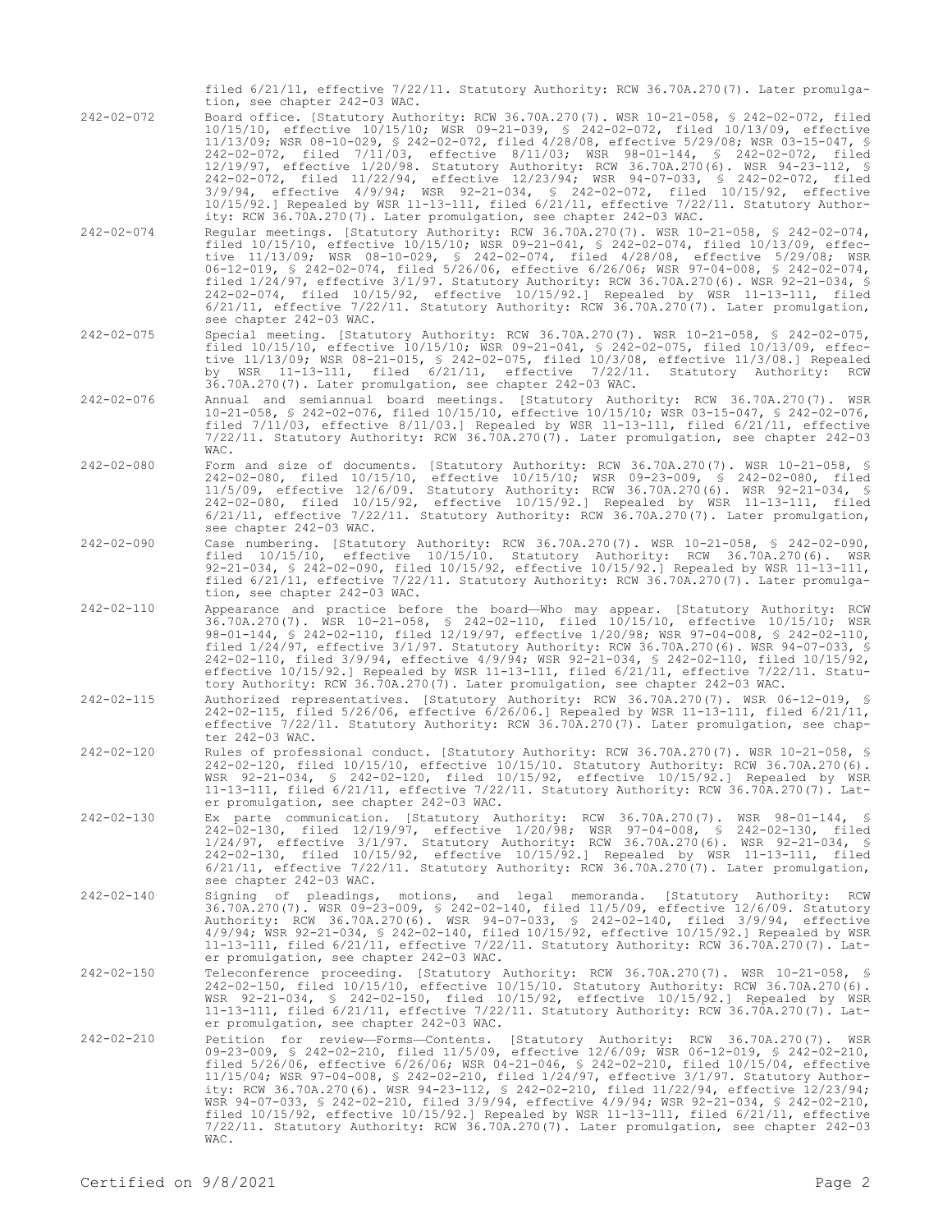filed 6/21/11, effective 7/22/11. Statutory Authority: RCW 36.70A.270(7). Later promulgation, see chapter 242-03 WAC.

242-02-072 Board office. [Statutory Authority: RCW 36.70A.270(7). WSR 10-21-058, § 242-02-072, filed 10/15/10, effective 10/15/10; WSR 09-21-039, § 242-02-072, filed 10/13/09, effective 11/13/09; WSR 08-10-029, § 242-02-072, filed 4/28/08, effective 5/29/08; WSR 03-15-047, § 242-02-072, filed 7/11/03, effective 8/11/03; WSR 98-01-144, § 242-02-072, filed 12/19/97, effective 1/20/98. Statutory Authority: RCW 36.70A.270(6). WSR 94-23-112, § 242-02-072, filed 11/22/94, effective 12/23/94; WSR 94-07-033, § 242-02-072, filed 3/9/94, effective 4/9/94; WSR 92-21-034, § 242-02-072, filed 10/15/92, effective 10/15/92.] Repealed by WSR 11-13-111, filed 6/21/11, effective 7/22/11. Statutory Authority: RCW 36.70A.270(7). Later promulgation, see chapter 242-03 WAC.

242-02-074 Regular meetings. [Statutory Authority: RCW 36.70A.270(7). WSR 10-21-058, § 242-02-074, filed 10/15/10, effective 10/15/10; WSR 09-21-041, § 242-02-074, filed 10/13/09, effective 11/13/09; WSR 08-10-029, § 242-02-074, filed 4/28/08, effective 5/29/08; WSR 06-12-019, § 242-02-074, filed 5/26/06, effective 6/26/06; WSR 97-04-008, § 242-02-074, filed 1/24/97, effective 3/1/97. Statutory Authority: RCW 36.70A.270(6). WSR 92-21-034, § 242-02-074, filed 10/15/92, effective 10/15/92.] Repealed by WSR 11-13-111, filed 6/21/11, effective 7/22/11. Statutory Authority: RCW 36.70A.270(7). Later promulgation, see chapter 242-03 WAC.

242-02-075 Special meeting. [Statutory Authority: RCW 36.70A.270(7). WSR 10-21-058, § 242-02-075, filed 10/15/10, effective 10/15/10; WSR 09-21-041, § 242-02-075, filed 10/13/09, effective 11/13/09; WSR 08-21-015, § 242-02-075, filed 10/3/08, effective 11/3/08.] Repealed by WSR 11-13-111, filed 6/21/11, effective 7/22/11. Statutory Authority: RCW 36.70A.270(7). Later promulgation, see chapter 242-03 WAC.

242-02-076 Annual and semiannual board meetings. [Statutory Authority: RCW 36.70A.270(7). WSR 10-21-058, § 242-02-076, filed 10/15/10, effective 10/15/10; WSR 03-15-047, § 242-02-076, filed 7/11/03, effective 8/11/03.] Repealed by WSR 11-13-111, filed 6/21/11, effective 7/22/11. Statutory Authority: RCW 36.70A.270(7). Later promulgation, see chapter 242-03 WAC.

242-02-080 Form and size of documents. [Statutory Authority: RCW 36.70A.270(7). WSR 10-21-058, § 242-02-080, filed 10/15/10, effective 10/15/10; WSR 09-23-009, § 242-02-080, filed 11/5/09, effective 12/6/09. Statutory Authority: RCW 36.70A.270(6). WSR 92-21-034, § 242-02-080, filed 10/15/92, effective 10/15/92.] Repealed by WSR 11-13-111, filed 6/21/11, effective 7/22/11. Statutory Authority: RCW 36.70A.270(7). Later promulgation, see chapter 242-03 WAC.

242-02-090 Case numbering. [Statutory Authority: RCW 36.70A.270(7). WSR 10-21-058, § 242-02-090, filed 10/15/10, effective 10/15/10. Statutory Authority: RCW 36.70A.270(6). WSR 92-21-034, § 242-02-090, filed 10/15/92, effective 10/15/92.] Repealed by WSR 11-13-111, filed 6/21/11, effective 7/22/11. Statutory Authority: RCW 36.70A.270(7). Later promulgation, see chapter 242-03 WAC.

242-02-110 Appearance and practice before the board—Who may appear. [Statutory Authority: RCW 36.70A.270(7). WSR 10-21-058, § 242-02-110, filed 10/15/10, effective 10/15/10; WSR 98-01-144, § 242-02-110, filed 12/19/97, effective 1/20/98; WSR 97-04-008, § 242-02-110, filed 1/24/97, effective 3/1/97. Statutory Authority: RCW 36.70A.270(6). WSR 94-07-033, § 242-02-110, filed 3/9/94, effective 4/9/94; WSR 92-21-034, § 242-02-110, filed 10/15/92, effective 10/15/92.] Repealed by WSR 11-13-111, filed 6/21/11, effective 7/22/11. Statutory Authority: RCW 36.70A.270(7). Later promulgation, see chapter 242-03 WAC.

242-02-115 Authorized representatives. [Statutory Authority: RCW 36.70A.270(7). WSR 06-12-019, § 242-02-115, filed 5/26/06, effective 6/26/06.] Repealed by WSR 11-13-111, filed 6/21/11, effective 7/22/11. Statutory Authority: RCW 36.70A.270(7). Later promulgation, see chapter 242-03 WAC.

242-02-120 Rules of professional conduct. [Statutory Authority: RCW 36.70A.270(7). WSR 10-21-058, § 242-02-120, filed 10/15/10, effective 10/15/10. Statutory Authority: RCW 36.70A.270(6). WSR 92-21-034, § 242-02-120, filed 10/15/92, effective 10/15/92.] Repealed by WSR 11-13-111, filed 6/21/11, effective 7/22/11. Statutory Authority: RCW 36.70A.270(7). Later promulgation, see chapter 242-03 WAC.

242-02-130 Ex parte communication. [Statutory Authority: RCW 36.70A.270(7). WSR 98-01-144, § 242-02-130, filed 12/19/97, effective 1/20/98; WSR 97-04-008, § 242-02-130, filed 1/24/97, effective 3/1/97. Statutory Authority: RCW 36.70A.270(6). WSR 92-21-034, § 242-02-130, filed 10/15/92, effective 10/15/92.] Repealed by WSR 11-13-111, filed 6/21/11, effective 7/22/11. Statutory Authority: RCW 36.70A.270(7). Later promulgation, see chapter 242-03 WAC.

242-02-140 Signing of pleadings, motions, and legal memoranda. [Statutory Authority: RCW 36.70A.270(7). WSR 09-23-009, § 242-02-140, filed 11/5/09, effective 12/6/09. Statutory Authority: RCW 36.70A.270(6). WSR 94-07-033, § 242-02-140, filed 3/9/94, effective 4/9/94; WSR 92-21-034, § 242-02-140, filed 10/15/92, effective 10/15/92.] Repealed by WSR 11-13-111, filed 6/21/11, effective 7/22/11. Statutory Authority: RCW 36.70A.270(7). Later promulgation, see chapter 242-03 WAC.

242-02-150 Teleconference proceeding. [Statutory Authority: RCW 36.70A.270(7). WSR 10-21-058, § 242-02-150, filed 10/15/10, effective 10/15/10. Statutory Authority: RCW 36.70A.270(6). WSR 92-21-034, § 242-02-150, filed 10/15/92, effective 10/15/92.] Repealed by WSR 11-13-111, filed 6/21/11, effective 7/22/11. Statutory Authority: RCW 36.70A.270(7). Later promulgation, see chapter 242-03 WAC.

242-02-210 Petition for review—Forms—Contents. [Statutory Authority: RCW 36.70A.270(7). WSR 09-23-009, § 242-02-210, filed 11/5/09, effective 12/6/09; WSR 06-12-019, § 242-02-210, filed 5/26/06, effective 6/26/06; WSR 04-21-046, § 242-02-210, filed 10/15/04, effective 11/15/04; WSR 97-04-008, § 242-02-210, filed 1/24/97, effective 3/1/97. Statutory Authority: RCW 36.70A.270(6). WSR 94-23-112, § 242-02-210, filed 11/22/94, effective 12/23/94; WSR 94-07-033, § 242-02-210, filed 3/9/94, effective 4/9/94; WSR 92-21-034, § 242-02-210, filed 10/15/92, effective 10/15/92.] Repealed by WSR 11-13-111, filed 6/21/11, effective 7/22/11. Statutory Authority: RCW 36.70A.270(7). Later promulgation, see chapter 242-03 WAC.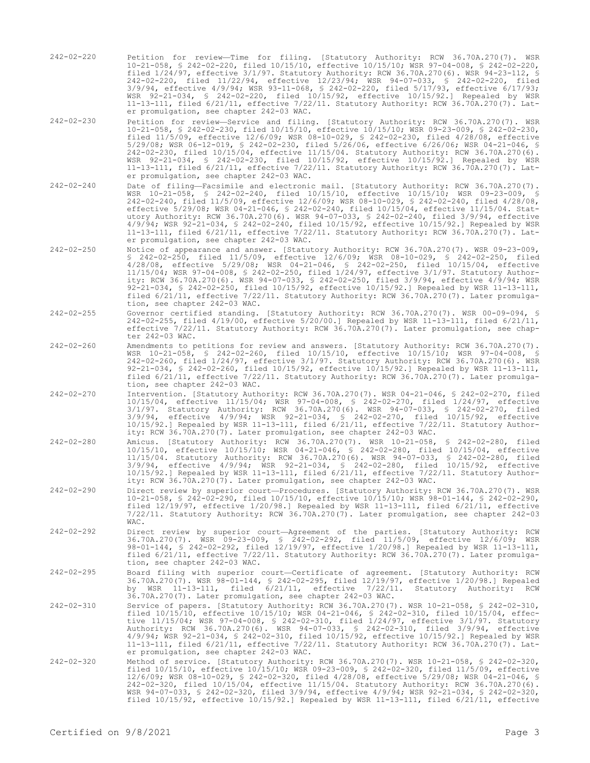242-02-220 Petition for review—Time for filing. [Statutory Authority: RCW 36.70A.270(7). WSR 10-21-058, § 242-02-220, filed 10/15/10, effective 10/15/10; WSR 97-04-008, § 242-02-220, filed 1/24/97, effective 3/1/97. Statutory Authority: RCW 36.70A.270(6). WSR 94-23-112, § 242-02-220, filed 11/22/94, effective 12/23/94; WSR 94-07-033, § 242-02-220, filed 3/9/94, effective 4/9/94; WSR 93-11-068, § 242-02-220, filed 5/17/93, effective 6/17/93; WSR 92-21-034, § 242-02-220, filed 10/15/92, effective 10/15/92.] Repealed by WSR 11-13-111, filed 6/21/11, effective 7/22/11. Statutory Authority: RCW 36.70A.270(7). Later promulgation, see chapter 242-03 WAC.

242-02-230 Petition for review—Service and filing. [Statutory Authority: RCW 36.70A.270(7). WSR 10-21-058, § 242-02-230, filed 10/15/10, effective 10/15/10; WSR 09-23-009, § 242-02-230, filed 11/5/09, effective 12/6/09; WSR 08-10-029, § 242-02-230, filed 4/28/08, effective 5/29/08; WSR 06-12-019, § 242-02-230, filed 5/26/06, effective 6/26/06; WSR 04-21-046, § 242-02-230, filed 10/15/04, effective 11/15/04. Statutory Authority: RCW 36.70A.270(6). WSR 92-21-034, § 242-02-230, filed 10/15/92, effective 10/15/92.] Repealed by WSR 11-13-111, filed 6/21/11, effective 7/22/11. Statutory Authority: RCW 36.70A.270(7). Later promulgation, see chapter 242-03 WAC.

242-02-240 Date of filing—Facsimile and electronic mail. [Statutory Authority: RCW 36.70A.270(7). WSR 10-21-058, § 242-02-240, filed 10/15/10, effective 10/15/10; WSR 09-23-009, § 242-02-240, filed 11/5/09, effective 12/6/09; WSR 08-10-029, § 242-02-240, filed 4/28/08, effective 5/29/08; WSR 04-21-046, § 242-02-240, filed 10/15/04, effective 11/15/04. Statutory Authority: RCW 36.70A.270(6). WSR 94-07-033, § 242-02-240, filed 3/9/94, effective 4/9/94; WSR 92-21-034, § 242-02-240, filed 10/15/92, effective 10/15/92.] Repealed by WSR 11-13-111, filed 6/21/11, effective 7/22/11. Statutory Authority: RCW 36.70A.270(7). Later promulgation, see chapter 242-03 WAC.

242-02-250 Notice of appearance and answer. [Statutory Authority: RCW 36.70A.270(7). WSR 09-23-009, § 242-02-250, filed 11/5/09, effective 12/6/09; WSR 08-10-029, § 242-02-250, filed 4/28/08, effective 5/29/08; WSR 04-21-046, § 242-02-250, filed 10/15/04, effective 11/15/04; WSR 97-04-008, § 242-02-250, filed 1/24/97, effective 3/1/97. Statutory Authority: RCW 36.70A.270(6). WSR 94-07-033, § 242-02-250, filed 3/9/94, effective 4/9/94; WSR 92-21-034, § 242-02-250, filed 10/15/92, effective 10/15/92.] Repealed by WSR 11-13-111, filed 6/21/11, effective 7/22/11. Statutory Authority: RCW 36.70A.270(7). Later promulgation, see chapter 242-03 WAC.

242-02-255 Governor certified standing. [Statutory Authority: RCW 36.70A.270(7). WSR 00-09-094, § 242-02-255, filed 4/19/00, effective 5/20/00.] Repealed by WSR 11-13-111, filed 6/21/11, effective 7/22/11. Statutory Authority: RCW 36.70A.270(7). Later promulgation, see chapter 242-03 WAC.

242-02-260 Amendments to petitions for review and answers. [Statutory Authority: RCW 36.70A.270(7). WSR 10-21-058, § 242-02-260, filed 10/15/10, effective 10/15/10; WSR 97-04-008, § 242-02-260, filed 1/24/97, effective 3/1/97. Statutory Authority: RCW 36.70A.270(6). WSR 92-21-034, § 242-02-260, filed 10/15/92, effective 10/15/92.] Repealed by WSR 11-13-111, filed 6/21/11, effective 7/22/11. Statutory Authority: RCW 36.70A.270(7). Later promulgation, see chapter 242-03 WAC.

242-02-270 Intervention. [Statutory Authority: RCW 36.70A.270(7). WSR 04-21-046, § 242-02-270, filed 10/15/04, effective 11/15/04; WSR 97-04-008, § 242-02-270, filed 1/24/97, effective 3/1/97. Statutory Authority: RCW 36.70A.270(6). WSR 94-07-033, § 242-02-270, filed 3/9/94, effective 4/9/94; WSR 92-21-034, § 242-02-270, filed 10/15/92, effective 10/15/92.] Repealed by WSR 11-13-111, filed 6/21/11, effective 7/22/11. Statutory Authority: RCW 36.70A.270(7). Later promulgation, see chapter 242-03 WAC.

242-02-280 Amicus. [Statutory Authority: RCW 36.70A.270(7). WSR 10-21-058, § 242-02-280, filed 10/15/10, effective 10/15/10; WSR 04-21-046, § 242-02-280, filed 10/15/04, effective 11/15/04. Statutory Authority: RCW 36.70A.270(6). WSR 94-07-033, § 242-02-280, filed 3/9/94, effective 4/9/94; WSR 92-21-034, § 242-02-280, filed 10/15/92, effective 10/15/92.] Repealed by WSR 11-13-111, filed 6/21/11, effective 7/22/11. Statutory Authority: RCW 36.70A.270(7). Later promulgation, see chapter 242-03 WAC.

242-02-290 Direct review by superior court—Procedures. [Statutory Authority: RCW 36.70A.270(7). WSR 10-21-058, § 242-02-290, filed 10/15/10, effective 10/15/10; WSR 98-01-144, § 242-02-290, filed 12/19/97, effective 1/20/98.] Repealed by WSR 11-13-111, filed 6/21/11, effective 7/22/11. Statutory Authority: RCW 36.70A.270(7). Later promulgation, see chapter 242-03 WAC.

242-02-292 Direct review by superior court—Agreement of the parties. [Statutory Authority: RCW 36.70A.270(7). WSR 09-23-009, § 242-02-292, filed 11/5/09, effective 12/6/09; WSR 98-01-144, § 242-02-292, filed 12/19/97, effective 1/20/98.] Repealed by WSR 11-13-111, filed 6/21/11, effective 7/22/11. Statutory Authority: RCW 36.70A.270(7). Later promulgation, see chapter 242-03 WAC.

242-02-295 Board filing with superior court—Certificate of agreement. [Statutory Authority: RCW 36.70A.270(7). WSR 98-01-144, § 242-02-295, filed 12/19/97, effective 1/20/98.] Repealed by WSR 11-13-111, filed 6/21/11, effective 7/22/11. Statutory Authority: RCW 36.70A.270(7). Later promulgation, see chapter 242-03 WAC.

242-02-310 Service of papers. [Statutory Authority: RCW 36.70A.270(7). WSR 10-21-058, § 242-02-310, filed 10/15/10, effective 10/15/10; WSR 04-21-046, § 242-02-310, filed 10/15/04, effective 11/15/04; WSR 97-04-008, § 242-02-310, filed 1/24/97, effective 3/1/97. Statutory Authority: RCW 36.70A.270(6). WSR 94-07-033, § 242-02-310, filed 3/9/94, effective 4/9/94; WSR 92-21-034, § 242-02-310, filed 10/15/92, effective 10/15/92.] Repealed by WSR 11-13-111, filed 6/21/11, effective 7/22/11. Statutory Authority: RCW 36.70A.270(7). Later promulgation, see chapter 242-03 WAC.

242-02-320 Method of service. [Statutory Authority: RCW 36.70A.270(7). WSR 10-21-058, § 242-02-320, filed 10/15/10, effective 10/15/10; WSR 09-23-009, § 242-02-320, filed 11/5/09, effective 12/6/09; WSR 08-10-029, § 242-02-320, filed 4/28/08, effective 5/29/08; WSR 04-21-046, § 242-02-320, filed 10/15/04, effective 11/15/04. Statutory Authority: RCW 36.70A.270(6). WSR 94-07-033, § 242-02-320, filed 3/9/94, effective 4/9/94; WSR 92-21-034, § 242-02-320, filed 10/15/92, effective 10/15/92.] Repealed by WSR 11-13-111, filed 6/21/11, effective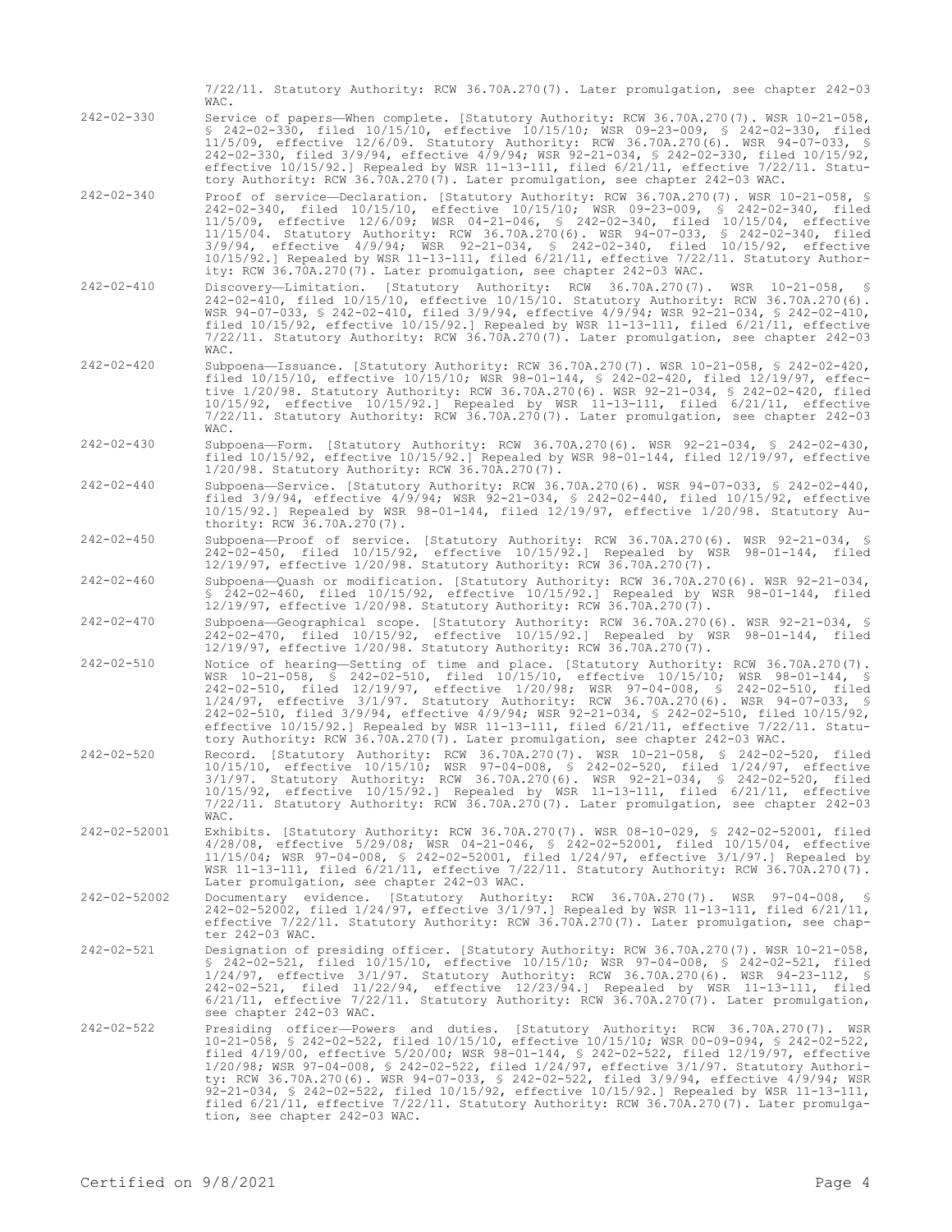7/22/11. Statutory Authority: RCW 36.70A.270(7). Later promulgation, see chapter 242-03 WAC.

242-02-330 Service of papers—When complete. [Statutory Authority: RCW 36.70A.270(7). WSR 10-21-058, § 242-02-330, filed 10/15/10, effective 10/15/10; WSR 09-23-009, § 242-02-330, filed 11/5/09, effective 12/6/09. Statutory Authority: RCW 36.70A.270(6). WSR 94-07-033, § 242-02-330, filed 3/9/94, effective 4/9/94; WSR 92-21-034, § 242-02-330, filed 10/15/92, effective 10/15/92.] Repealed by WSR 11-13-111, filed 6/21/11, effective 7/22/11. Statutory Authority: RCW 36.70A.270(7). Later promulgation, see chapter 242-03 WAC.

242-02-340 Proof of service—Declaration. [Statutory Authority: RCW 36.70A.270(7). WSR 10-21-058, § 242-02-340, filed 10/15/10, effective 10/15/10; WSR 09-23-009, § 242-02-340, filed 11/5/09, effective 12/6/09; WSR 04-21-046, § 242-02-340, filed 10/15/04, effective 11/15/04. Statutory Authority: RCW 36.70A.270(6). WSR 94-07-033, § 242-02-340, filed 3/9/94, effective 4/9/94; WSR 92-21-034, § 242-02-340, filed 10/15/92, effective 10/15/92.] Repealed by WSR 11-13-111, filed 6/21/11, effective 7/22/11. Statutory Authority: RCW 36.70A.270(7). Later promulgation, see chapter 242-03 WAC.

242-02-410 Discovery—Limitation. [Statutory Authority: RCW 36.70A.270(7). WSR 10-21-058, § 242-02-410, filed 10/15/10, effective 10/15/10. Statutory Authority: RCW 36.70A.270(6). WSR 94-07-033, § 242-02-410, filed 3/9/94, effective 4/9/94; WSR 92-21-034, § 242-02-410, filed 10/15/92, effective 10/15/92.] Repealed by WSR 11-13-111, filed 6/21/11, effective 7/22/11. Statutory Authority: RCW 36.70A.270(7). Later promulgation, see chapter 242-03 WAC.

242-02-420 Subpoena—Issuance. [Statutory Authority: RCW 36.70A.270(7). WSR 10-21-058, § 242-02-420, filed 10/15/10, effective 10/15/10; WSR 98-01-144, § 242-02-420, filed 12/19/97, effective 1/20/98. Statutory Authority: RCW 36.70A.270(6). WSR 92-21-034, § 242-02-420, filed 10/15/92, effective 10/15/92.] Repealed by WSR 11-13-111, filed 6/21/11, effective 7/22/11. Statutory Authority: RCW 36.70A.270(7). Later promulgation, see chapter 242-03 WAC.

242-02-430 Subpoena—Form. [Statutory Authority: RCW 36.70A.270(6). WSR 92-21-034, § 242-02-430, filed 10/15/92, effective 10/15/92.] Repealed by WSR 98-01-144, filed 12/19/97, effective 1/20/98. Statutory Authority: RCW 36.70A.270(7).

242-02-440 Subpoena—Service. [Statutory Authority: RCW 36.70A.270(6). WSR 94-07-033, § 242-02-440, filed 3/9/94, effective 4/9/94; WSR 92-21-034, § 242-02-440, filed 10/15/92, effective 10/15/92.] Repealed by WSR 98-01-144, filed 12/19/97, effective 1/20/98. Statutory Authority: RCW 36.70A.270(7).

242-02-450 Subpoena—Proof of service. [Statutory Authority: RCW 36.70A.270(6). WSR 92-21-034, § 242-02-450, filed 10/15/92, effective 10/15/92.] Repealed by WSR 98-01-144, filed 12/19/97, effective 1/20/98. Statutory Authority: RCW 36.70A.270(7).

242-02-460 Subpoena—Quash or modification. [Statutory Authority: RCW 36.70A.270(6). WSR 92-21-034, § 242-02-460, filed 10/15/92, effective 10/15/92.] Repealed by WSR 98-01-144, filed 12/19/97, effective 1/20/98. Statutory Authority: RCW 36.70A.270(7).

242-02-470 Subpoena—Geographical scope. [Statutory Authority: RCW 36.70A.270(6). WSR 92-21-034, § 242-02-470, filed 10/15/92, effective 10/15/92.] Repealed by WSR 98-01-144, filed 12/19/97, effective 1/20/98. Statutory Authority: RCW 36.70A.270(7).

242-02-510 Notice of hearing—Setting of time and place. [Statutory Authority: RCW 36.70A.270(7). WSR 10-21-058, § 242-02-510, filed 10/15/10, effective 10/15/10; WSR 98-01-144, § 242-02-510, filed 12/19/97, effective 1/20/98; WSR 97-04-008, § 242-02-510, filed 1/24/97, effective 3/1/97. Statutory Authority: RCW 36.70A.270(6). WSR 94-07-033, § 242-02-510, filed 3/9/94, effective 4/9/94; WSR 92-21-034, § 242-02-510, filed 10/15/92, effective 10/15/92.] Repealed by WSR 11-13-111, filed 6/21/11, effective 7/22/11. Statutory Authority: RCW 36.70A.270(7). Later promulgation, see chapter 242-03 WAC.

242-02-520 Record. [Statutory Authority: RCW 36.70A.270(7). WSR 10-21-058, § 242-02-520, filed 10/15/10, effective 10/15/10; WSR 97-04-008, § 242-02-520, filed 1/24/97, effective 3/1/97. Statutory Authority: RCW 36.70A.270(6). WSR 92-21-034, § 242-02-520, filed 10/15/92, effective 10/15/92.] Repealed by WSR 11-13-111, filed 6/21/11, effective 7/22/11. Statutory Authority: RCW 36.70A.270(7). Later promulgation, see chapter 242-03 WAC.

242-02-52001 Exhibits. [Statutory Authority: RCW 36.70A.270(7). WSR 08-10-029, § 242-02-52001, filed 4/28/08, effective 5/29/08; WSR 04-21-046, § 242-02-52001, filed 10/15/04, effective 11/15/04; WSR 97-04-008, § 242-02-52001, filed 1/24/97, effective 3/1/97.] Repealed by WSR 11-13-111, filed 6/21/11, effective 7/22/11. Statutory Authority: RCW 36.70A.270(7). Later promulgation, see chapter 242-03 WAC.

242-02-52002 Documentary evidence. [Statutory Authority: RCW 36.70A.270(7). WSR 97-04-008, § 242-02-52002, filed 1/24/97, effective 3/1/97.] Repealed by WSR 11-13-111, filed 6/21/11, effective 7/22/11. Statutory Authority: RCW 36.70A.270(7). Later promulgation, see chapter 242-03 WAC.

242-02-521 Designation of presiding officer. [Statutory Authority: RCW 36.70A.270(7). WSR 10-21-058, § 242-02-521, filed 10/15/10, effective 10/15/10; WSR 97-04-008, § 242-02-521, filed 1/24/97, effective 3/1/97. Statutory Authority: RCW 36.70A.270(6). WSR 94-23-112, § 242-02-521, filed 11/22/94, effective 12/23/94.] Repealed by WSR 11-13-111, filed 6/21/11, effective 7/22/11. Statutory Authority: RCW 36.70A.270(7). Later promulgation, see chapter 242-03 WAC.

242-02-522 Presiding officer—Powers and duties. [Statutory Authority: RCW 36.70A.270(7). WSR 10-21-058, § 242-02-522, filed 10/15/10, effective 10/15/10; WSR 00-09-094, § 242-02-522, filed 4/19/00, effective 5/20/00; WSR 98-01-144, § 242-02-522, filed 12/19/97, effective 1/20/98; WSR 97-04-008, § 242-02-522, filed 1/24/97, effective 3/1/97. Statutory Authority: RCW 36.70A.270(6). WSR 94-07-033, § 242-02-522, filed 3/9/94, effective 4/9/94; WSR 92-21-034, § 242-02-522, filed 10/15/92, effective 10/15/92.] Repealed by WSR 11-13-111, filed 6/21/11, effective 7/22/11. Statutory Authority: RCW 36.70A.270(7). Later promulgation, see chapter 242-03 WAC.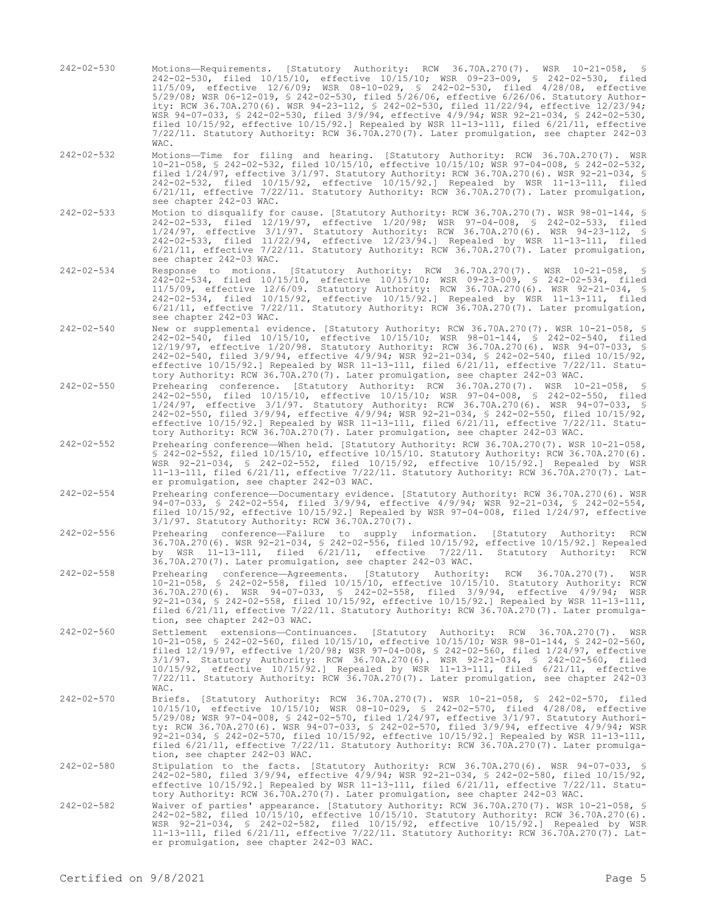242-02-530 Motions—Requirements. [Statutory Authority: RCW 36.70A.270(7). WSR 10-21-058, § 242-02-530, filed 10/15/10, effective 10/15/10; WSR 09-23-009, § 242-02-530, filed 11/5/09, effective 12/6/09; WSR 08-10-029, § 242-02-530, filed 4/28/08, effective 5/29/08; WSR 06-12-019, § 242-02-530, filed 5/26/06, effective 6/26/06. Statutory Authority: RCW 36.70A.270(6). WSR 94-23-112, § 242-02-530, filed 11/22/94, effective 12/23/94; WSR 94-07-033, § 242-02-530, filed 3/9/94, effective 4/9/94; WSR 92-21-034, § 242-02-530, filed 10/15/92, effective 10/15/92.] Repealed by WSR 11-13-111, filed 6/21/11, effective 7/22/11. Statutory Authority: RCW 36.70A.270(7). Later promulgation, see chapter 242-03 WAC.

242-02-532 Motions—Time for filing and hearing. [Statutory Authority: RCW 36.70A.270(7). WSR 10-21-058, § 242-02-532, filed 10/15/10, effective 10/15/10; WSR 97-04-008, § 242-02-532, filed 1/24/97, effective 3/1/97. Statutory Authority: RCW 36.70A.270(6). WSR 92-21-034, § 242-02-532, filed 10/15/92, effective 10/15/92.] Repealed by WSR 11-13-111, filed 6/21/11, effective 7/22/11. Statutory Authority: RCW 36.70A.270(7). Later promulgation, see chapter 242-03 WAC.

242-02-533 Motion to disqualify for cause. [Statutory Authority: RCW 36.70A.270(7). WSR 98-01-144, § 242-02-533, filed 12/19/97, effective 1/20/98; WSR 97-04-008, § 242-02-533, filed 1/24/97, effective 3/1/97. Statutory Authority: RCW 36.70A.270(6). WSR 94-23-112, § 242-02-533, filed 11/22/94, effective 12/23/94.] Repealed by WSR 11-13-111, filed 6/21/11, effective 7/22/11. Statutory Authority: RCW 36.70A.270(7). Later promulgation, see chapter 242-03 WAC.

242-02-534 Response to motions. [Statutory Authority: RCW 36.70A.270(7). WSR 10-21-058, § 242-02-534, filed 10/15/10, effective 10/15/10; WSR 09-23-009, § 242-02-534, filed 11/5/09, effective 12/6/09. Statutory Authority: RCW 36.70A.270(6). WSR 92-21-034, § 242-02-534, filed 10/15/92, effective 10/15/92.] Repealed by WSR 11-13-111, filed 6/21/11, effective 7/22/11. Statutory Authority: RCW 36.70A.270(7). Later promulgation, see chapter 242-03 WAC.

242-02-540 New or supplemental evidence. [Statutory Authority: RCW 36.70A.270(7). WSR 10-21-058, § 242-02-540, filed 10/15/10, effective 10/15/10; WSR 98-01-144, § 242-02-540, filed 12/19/97, effective 1/20/98. Statutory Authority: RCW 36.70A.270(6). WSR 94-07-033, § 242-02-540, filed 3/9/94, effective 4/9/94; WSR 92-21-034, § 242-02-540, filed 10/15/92, effective 10/15/92.] Repealed by WSR 11-13-111, filed 6/21/11, effective 7/22/11. Statutory Authority: RCW 36.70A.270(7). Later promulgation, see chapter 242-03 WAC.

242-02-550 Prehearing conference. [Statutory Authority: RCW 36.70A.270(7). WSR 10-21-058, § 242-02-550, filed 10/15/10, effective 10/15/10; WSR 97-04-008, § 242-02-550, filed 1/24/97, effective 3/1/97. Statutory Authority: RCW 36.70A.270(6). WSR 94-07-033, § 242-02-550, filed 3/9/94, effective 4/9/94; WSR 92-21-034, § 242-02-550, filed 10/15/92, effective 10/15/92.] Repealed by WSR 11-13-111, filed 6/21/11, effective 7/22/11. Statutory Authority: RCW 36.70A.270(7). Later promulgation, see chapter 242-03 WAC.

242-02-552 Prehearing conference—When held. [Statutory Authority: RCW 36.70A.270(7). WSR 10-21-058, § 242-02-552, filed 10/15/10, effective 10/15/10. Statutory Authority: RCW 36.70A.270(6). WSR 92-21-034, § 242-02-552, filed 10/15/92, effective 10/15/92.] Repealed by WSR 11-13-111, filed 6/21/11, effective 7/22/11. Statutory Authority: RCW 36.70A.270(7). Later promulgation, see chapter 242-03 WAC.

242-02-554 Prehearing conference—Documentary evidence. [Statutory Authority: RCW 36.70A.270(6). WSR 94-07-033, § 242-02-554, filed 3/9/94, effective 4/9/94; WSR 92-21-034, § 242-02-554, filed 10/15/92, effective 10/15/92.] Repealed by WSR 97-04-008, filed 1/24/97, effective 3/1/97. Statutory Authority: RCW 36.70A.270(7).

242-02-556 Prehearing conference—Failure to supply information. [Statutory Authority: RCW 36.70A.270(6). WSR 92-21-034, § 242-02-556, filed 10/15/92, effective 10/15/92.] Repealed by WSR 11-13-111, filed 6/21/11, effective 7/22/11. Statutory Authority: RCW 36.70A.270(7). Later promulgation, see chapter 242-03 WAC.

242-02-558 Prehearing conference—Agreements. [Statutory Authority: RCW 36.70A.270(7). WSR 10-21-058, § 242-02-558, filed 10/15/10, effective 10/15/10. Statutory Authority: RCW 36.70A.270(6). WSR 94-07-033, § 242-02-558, filed 3/9/94, effective 4/9/94; WSR 92-21-034, § 242-02-558, filed 10/15/92, effective 10/15/92.] Repealed by WSR 11-13-111, filed 6/21/11, effective 7/22/11. Statutory Authority: RCW 36.70A.270(7). Later promulgation, see chapter 242-03 WAC.

242-02-560 Settlement extensions—Continuances. [Statutory Authority: RCW 36.70A.270(7). WSR 10-21-058, § 242-02-560, filed 10/15/10, effective 10/15/10; WSR 98-01-144, § 242-02-560, filed 12/19/97, effective 1/20/98; WSR 97-04-008, § 242-02-560, filed 1/24/97, effective 3/1/97. Statutory Authority: RCW 36.70A.270(6). WSR 92-21-034, § 242-02-560, filed 10/15/92, effective 10/15/92.] Repealed by WSR 11-13-111, filed 6/21/11, effective 7/22/11. Statutory Authority: RCW 36.70A.270(7). Later promulgation, see chapter 242-03 WAC.

242-02-570 Briefs. [Statutory Authority: RCW 36.70A.270(7). WSR 10-21-058, § 242-02-570, filed 10/15/10, effective 10/15/10; WSR 08-10-029, § 242-02-570, filed 4/28/08, effective 5/29/08; WSR 97-04-008, § 242-02-570, filed 1/24/97, effective 3/1/97. Statutory Authority: RCW 36.70A.270(6). WSR 94-07-033, § 242-02-570, filed 3/9/94, effective 4/9/94; WSR 92-21-034, § 242-02-570, filed 10/15/92, effective 10/15/92.] Repealed by WSR 11-13-111, filed 6/21/11, effective 7/22/11. Statutory Authority: RCW 36.70A.270(7). Later promulgation, see chapter 242-03 WAC.

242-02-580 Stipulation to the facts. [Statutory Authority: RCW 36.70A.270(6). WSR 94-07-033, § 242-02-580, filed 3/9/94, effective 4/9/94; WSR 92-21-034, § 242-02-580, filed 10/15/92, effective 10/15/92.] Repealed by WSR 11-13-111, filed 6/21/11, effective 7/22/11. Statutory Authority: RCW 36.70A.270(7). Later promulgation, see chapter 242-03 WAC.

242-02-582 Waiver of parties' appearance. [Statutory Authority: RCW 36.70A.270(7). WSR 10-21-058, § 242-02-582, filed 10/15/10, effective 10/15/10. Statutory Authority: RCW 36.70A.270(6). WSR 92-21-034, § 242-02-582, filed 10/15/92, effective 10/15/92.] Repealed by WSR 11-13-111, filed 6/21/11, effective 7/22/11. Statutory Authority: RCW 36.70A.270(7). Later promulgation, see chapter 242-03 WAC.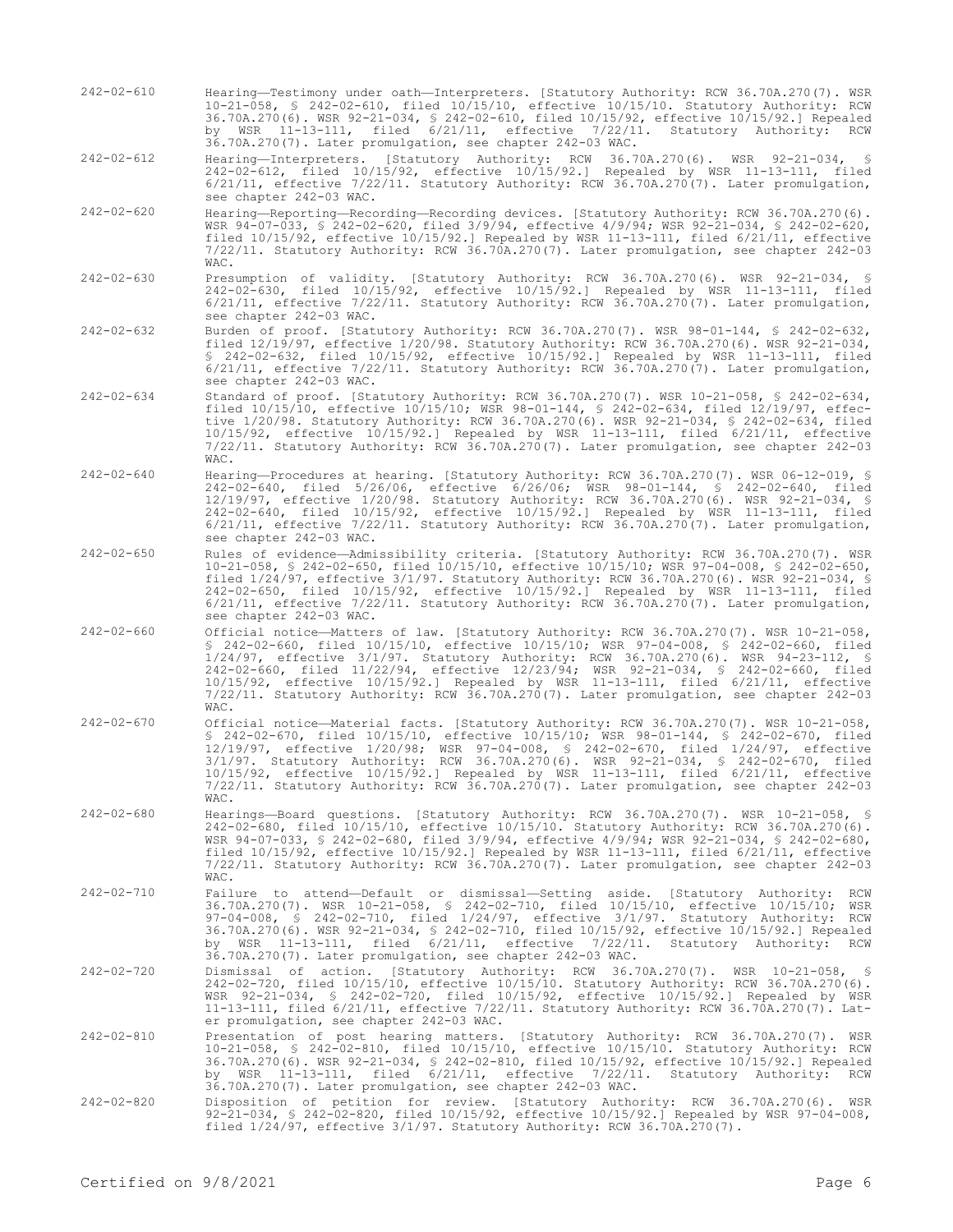242-02-610 Hearing—Testimony under oath—Interpreters. [Statutory Authority: RCW 36.70A.270(7). WSR 10-21-058, § 242-02-610, filed 10/15/10, effective 10/15/10. Statutory Authority: RCW 36.70A.270(6). WSR 92-21-034, § 242-02-610, filed 10/15/92, effective 10/15/92.] Repealed by WSR 11-13-111, filed 6/21/11, effective 7/22/11. Statutory Authority: RCW 36.70A.270(7). Later promulgation, see chapter 242-03 WAC.

242-02-612 Hearing—Interpreters. [Statutory Authority: RCW 36.70A.270(6). WSR 92-21-034, § 242-02-612, filed 10/15/92, effective 10/15/92.] Repealed by WSR 11-13-111, filed 6/21/11, effective 7/22/11. Statutory Authority: RCW 36.70A.270(7). Later promulgation, see chapter 242-03 WAC.

242-02-620 Hearing—Reporting—Recording—Recording devices. [Statutory Authority: RCW 36.70A.270(6). WSR 94-07-033, § 242-02-620, filed 3/9/94, effective 4/9/94; WSR 92-21-034, § 242-02-620, filed 10/15/92, effective 10/15/92.] Repealed by WSR 11-13-111, filed 6/21/11, effective 7/22/11. Statutory Authority: RCW 36.70A.270(7). Later promulgation, see chapter 242-03 WAC.

242-02-630 Presumption of validity. [Statutory Authority: RCW 36.70A.270(6). WSR 92-21-034, § 242-02-630, filed 10/15/92, effective 10/15/92.] Repealed by WSR 11-13-111, filed 6/21/11, effective 7/22/11. Statutory Authority: RCW 36.70A.270(7). Later promulgation, see chapter 242-03 WAC.

242-02-632 Burden of proof. [Statutory Authority: RCW 36.70A.270(7). WSR 98-01-144, § 242-02-632, filed 12/19/97, effective 1/20/98. Statutory Authority: RCW 36.70A.270(6). WSR 92-21-034, § 242-02-632, filed 10/15/92, effective 10/15/92.] Repealed by WSR 11-13-111, filed 6/21/11, effective 7/22/11. Statutory Authority: RCW 36.70A.270(7). Later promulgation, see chapter 242-03 WAC.

242-02-634 Standard of proof. [Statutory Authority: RCW 36.70A.270(7). WSR 10-21-058, § 242-02-634, filed 10/15/10, effective 10/15/10; WSR 98-01-144, § 242-02-634, filed 12/19/97, effective 1/20/98. Statutory Authority: RCW 36.70A.270(6). WSR 92-21-034, § 242-02-634, filed 10/15/92, effective 10/15/92.] Repealed by WSR 11-13-111, filed 6/21/11, effective 7/22/11. Statutory Authority: RCW 36.70A.270(7). Later promulgation, see chapter 242-03 WAC.

242-02-640 Hearing—Procedures at hearing. [Statutory Authority: RCW 36.70A.270(7). WSR 06-12-019, § 242-02-640, filed 5/26/06, effective 6/26/06; WSR 98-01-144, § 242-02-640, filed 12/19/97, effective 1/20/98. Statutory Authority: RCW 36.70A.270(6). WSR 92-21-034, § 242-02-640, filed 10/15/92, effective 10/15/92.] Repealed by WSR 11-13-111, filed 6/21/11, effective 7/22/11. Statutory Authority: RCW 36.70A.270(7). Later promulgation, see chapter 242-03 WAC.

242-02-650 Rules of evidence—Admissibility criteria. [Statutory Authority: RCW 36.70A.270(7). WSR 10-21-058, § 242-02-650, filed 10/15/10, effective 10/15/10; WSR 97-04-008, § 242-02-650, filed 1/24/97, effective 3/1/97. Statutory Authority: RCW 36.70A.270(6). WSR 92-21-034, § 242-02-650, filed 10/15/92, effective 10/15/92.] Repealed by WSR 11-13-111, filed 6/21/11, effective 7/22/11. Statutory Authority: RCW 36.70A.270(7). Later promulgation, see chapter 242-03 WAC.

242-02-660 Official notice—Matters of law. [Statutory Authority: RCW 36.70A.270(7). WSR 10-21-058, § 242-02-660, filed 10/15/10, effective 10/15/10; WSR 97-04-008, § 242-02-660, filed 1/24/97, effective 3/1/97. Statutory Authority: RCW 36.70A.270(6). WSR 94-23-112, § 242-02-660, filed 11/22/94, effective 12/23/94; WSR 92-21-034, § 242-02-660, filed 10/15/92, effective 10/15/92.] Repealed by WSR 11-13-111, filed 6/21/11, effective 7/22/11. Statutory Authority: RCW 36.70A.270(7). Later promulgation, see chapter 242-03 WAC.

242-02-670 Official notice—Material facts. [Statutory Authority: RCW 36.70A.270(7). WSR 10-21-058, § 242-02-670, filed 10/15/10, effective 10/15/10; WSR 98-01-144, § 242-02-670, filed 12/19/97, effective 1/20/98; WSR 97-04-008, § 242-02-670, filed 1/24/97, effective 3/1/97. Statutory Authority: RCW 36.70A.270(6). WSR 92-21-034, § 242-02-670, filed 10/15/92, effective 10/15/92.] Repealed by WSR 11-13-111, filed 6/21/11, effective 7/22/11. Statutory Authority: RCW 36.70A.270(7). Later promulgation, see chapter 242-03 WAC.

242-02-680 Hearings—Board questions. [Statutory Authority: RCW 36.70A.270(7). WSR 10-21-058, § 242-02-680, filed 10/15/10, effective 10/15/10. Statutory Authority: RCW 36.70A.270(6). WSR 94-07-033, § 242-02-680, filed 3/9/94, effective 4/9/94; WSR 92-21-034, § 242-02-680, filed 10/15/92, effective 10/15/92.] Repealed by WSR 11-13-111, filed 6/21/11, effective 7/22/11. Statutory Authority: RCW 36.70A.270(7). Later promulgation, see chapter 242-03 WAC.

242-02-710 Failure to attend—Default or dismissal—Setting aside. [Statutory Authority: RCW 36.70A.270(7). WSR 10-21-058, § 242-02-710, filed 10/15/10, effective 10/15/10; WSR 97-04-008, § 242-02-710, filed 1/24/97, effective 3/1/97. Statutory Authority: RCW 36.70A.270(6). WSR 92-21-034, § 242-02-710, filed 10/15/92, effective 10/15/92.] Repealed by WSR 11-13-111, filed 6/21/11, effective 7/22/11. Statutory Authority: RCW 36.70A.270(7). Later promulgation, see chapter 242-03 WAC.

242-02-720 Dismissal of action. [Statutory Authority: RCW 36.70A.270(7). WSR 10-21-058, § 242-02-720, filed 10/15/10, effective 10/15/10. Statutory Authority: RCW 36.70A.270(6). WSR 92-21-034, § 242-02-720, filed 10/15/92, effective 10/15/92.] Repealed by WSR 11-13-111, filed 6/21/11, effective 7/22/11. Statutory Authority: RCW 36.70A.270(7). Later promulgation, see chapter 242-03 WAC.

242-02-810 Presentation of post hearing matters. [Statutory Authority: RCW 36.70A.270(7). WSR 10-21-058, § 242-02-810, filed 10/15/10, effective 10/15/10. Statutory Authority: RCW 36.70A.270(6). WSR 92-21-034, § 242-02-810, filed 10/15/92, effective 10/15/92.] Repealed by WSR 11-13-111, filed 6/21/11, effective 7/22/11. Statutory Authority: RCW 36.70A.270(7). Later promulgation, see chapter 242-03 WAC.

242-02-820 Disposition of petition for review. [Statutory Authority: RCW 36.70A.270(6). WSR 92-21-034, § 242-02-820, filed 10/15/92, effective 10/15/92.] Repealed by WSR 97-04-008, filed 1/24/97, effective 3/1/97. Statutory Authority: RCW 36.70A.270(7).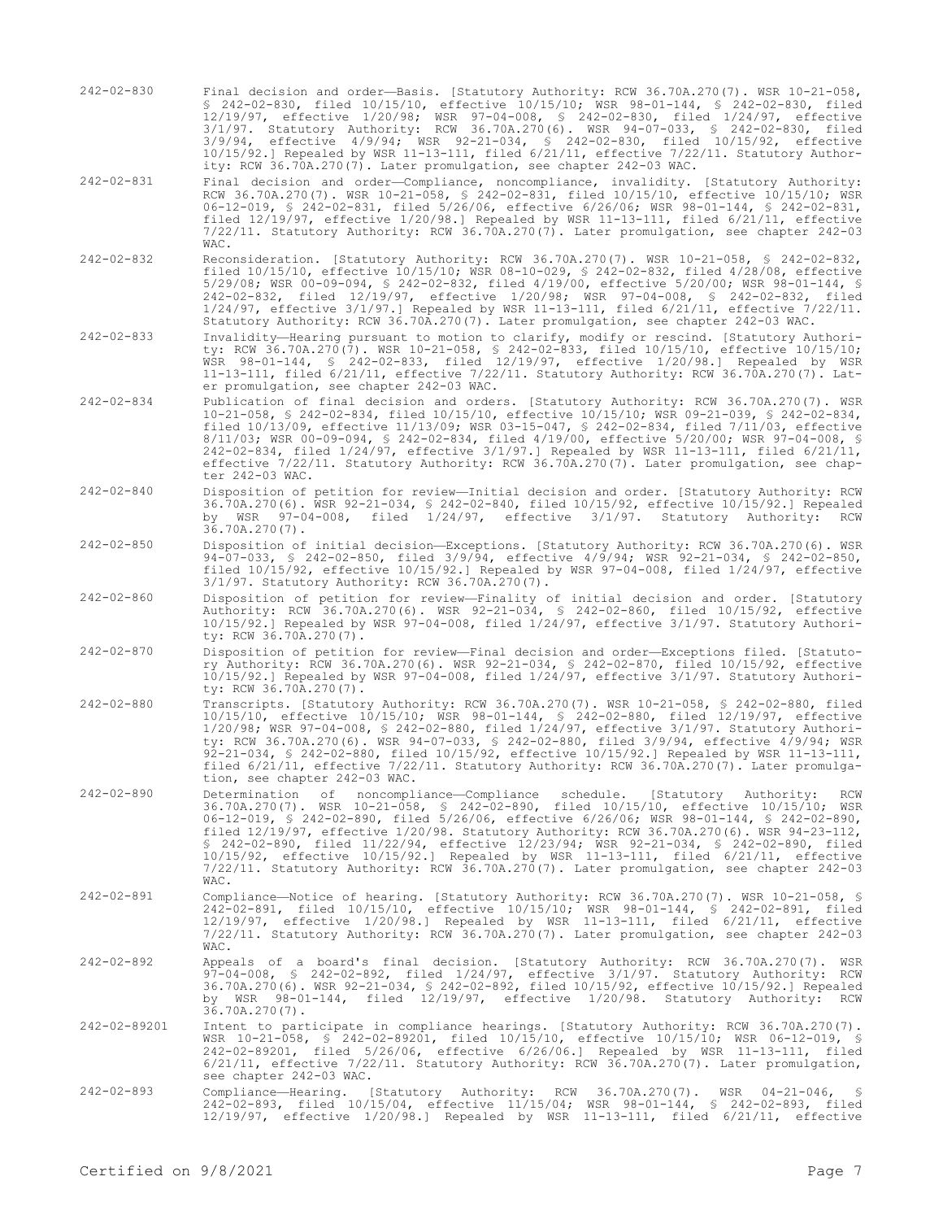242-02-830 Final decision and order—Basis. [Statutory Authority: RCW 36.70A.270(7). WSR 10-21-058, § 242-02-830, filed 10/15/10, effective 10/15/10; WSR 98-01-144, § 242-02-830, filed 12/19/97, effective 1/20/98; WSR 97-04-008, § 242-02-830, filed 1/24/97, effective 3/1/97. Statutory Authority: RCW 36.70A.270(6). WSR 94-07-033, § 242-02-830, filed 3/9/94, effective 4/9/94; WSR 92-21-034, § 242-02-830, filed 10/15/92, effective 10/15/92.] Repealed by WSR 11-13-111, filed 6/21/11, effective 7/22/11. Statutory Authority: RCW 36.70A.270(7). Later promulgation, see chapter 242-03 WAC.

242-02-831 Final decision and order—Compliance, noncompliance, invalidity. [Statutory Authority: RCW 36.70A.270(7). WSR 10-21-058, § 242-02-831, filed 10/15/10, effective 10/15/10; WSR 06-12-019, § 242-02-831, filed 5/26/06, effective 6/26/06; WSR 98-01-144, § 242-02-831, filed 12/19/97, effective 1/20/98.] Repealed by WSR 11-13-111, filed 6/21/11, effective 7/22/11. Statutory Authority: RCW 36.70A.270(7). Later promulgation, see chapter 242-03 WAC.

242-02-832 Reconsideration. [Statutory Authority: RCW 36.70A.270(7). WSR 10-21-058, § 242-02-832, filed 10/15/10, effective 10/15/10; WSR 08-10-029, § 242-02-832, filed 4/28/08, effective 5/29/08; WSR 00-09-094, § 242-02-832, filed 4/19/00, effective 5/20/00; WSR 98-01-144, § 242-02-832, filed 12/19/97, effective 1/20/98; WSR 97-04-008, § 242-02-832, filed 1/24/97, effective 3/1/97.] Repealed by WSR 11-13-111, filed 6/21/11, effective 7/22/11. Statutory Authority: RCW 36.70A.270(7). Later promulgation, see chapter 242-03 WAC.

242-02-833 Invalidity—Hearing pursuant to motion to clarify, modify or rescind. [Statutory Authority: RCW 36.70A.270(7). WSR 10-21-058, § 242-02-833, filed 10/15/10, effective 10/15/10; WSR 98-01-144, § 242-02-833, filed 12/19/97, effective 1/20/98.] Repealed by WSR 11-13-111, filed 6/21/11, effective 7/22/11. Statutory Authority: RCW 36.70A.270(7). Later promulgation, see chapter 242-03 WAC.

242-02-834 Publication of final decision and orders. [Statutory Authority: RCW 36.70A.270(7). WSR 10-21-058, § 242-02-834, filed 10/15/10, effective 10/15/10; WSR 09-21-039, § 242-02-834, filed 10/13/09, effective 11/13/09; WSR 03-15-047, § 242-02-834, filed 7/11/03, effective 8/11/03; WSR 00-09-094, § 242-02-834, filed 4/19/00, effective 5/20/00; WSR 97-04-008, § 242-02-834, filed 1/24/97, effective 3/1/97.] Repealed by WSR 11-13-111, filed 6/21/11, effective 7/22/11. Statutory Authority: RCW 36.70A.270(7). Later promulgation, see chapter 242-03 WAC.

242-02-840 Disposition of petition for review—Initial decision and order. [Statutory Authority: RCW 36.70A.270(6). WSR 92-21-034, § 242-02-840, filed 10/15/92, effective 10/15/92.] Repealed by WSR 97-04-008, filed 1/24/97, effective 3/1/97. Statutory Authority: RCW 36.70A.270(7).

242-02-850 Disposition of initial decision—Exceptions. [Statutory Authority: RCW 36.70A.270(6). WSR 94-07-033, § 242-02-850, filed 3/9/94, effective 4/9/94; WSR 92-21-034, § 242-02-850, filed 10/15/92, effective 10/15/92.] Repealed by WSR 97-04-008, filed 1/24/97, effective 3/1/97. Statutory Authority: RCW 36.70A.270(7).

242-02-860 Disposition of petition for review—Finality of initial decision and order. [Statutory Authority: RCW 36.70A.270(6). WSR 92-21-034, § 242-02-860, filed 10/15/92, effective 10/15/92.] Repealed by WSR 97-04-008, filed 1/24/97, effective 3/1/97. Statutory Authority: RCW 36.70A.270(7).

242-02-870 Disposition of petition for review—Final decision and order—Exceptions filed. [Statutory Authority: RCW 36.70A.270(6). WSR 92-21-034, § 242-02-870, filed 10/15/92, effective 10/15/92.] Repealed by WSR 97-04-008, filed 1/24/97, effective 3/1/97. Statutory Authority: RCW 36.70A.270(7).

242-02-880 Transcripts. [Statutory Authority: RCW 36.70A.270(7). WSR 10-21-058, § 242-02-880, filed 10/15/10, effective 10/15/10; WSR 98-01-144, § 242-02-880, filed 12/19/97, effective 1/20/98; WSR 97-04-008, § 242-02-880, filed 1/24/97, effective 3/1/97. Statutory Authority: RCW 36.70A.270(6). WSR 94-07-033, § 242-02-880, filed 3/9/94, effective 4/9/94; WSR 92-21-034, § 242-02-880, filed 10/15/92, effective 10/15/92.] Repealed by WSR 11-13-111, filed 6/21/11, effective 7/22/11. Statutory Authority: RCW 36.70A.270(7). Later promulgation, see chapter 242-03 WAC.

242-02-890 Determination of noncompliance—Compliance schedule. [Statutory Authority: RCW 36.70A.270(7). WSR 10-21-058, § 242-02-890, filed 10/15/10, effective 10/15/10; WSR 06-12-019, § 242-02-890, filed 5/26/06, effective 6/26/06; WSR 98-01-144, § 242-02-890, filed 12/19/97, effective 1/20/98. Statutory Authority: RCW 36.70A.270(6). WSR 94-23-112, § 242-02-890, filed 11/22/94, effective 12/23/94; WSR 92-21-034, § 242-02-890, filed 10/15/92, effective 10/15/92.] Repealed by WSR 11-13-111, filed 6/21/11, effective 7/22/11. Statutory Authority: RCW 36.70A.270(7). Later promulgation, see chapter 242-03 WAC.

242-02-891 Compliance—Notice of hearing. [Statutory Authority: RCW 36.70A.270(7). WSR 10-21-058, § 242-02-891, filed 10/15/10, effective 10/15/10; WSR 98-01-144, § 242-02-891, filed 12/19/97, effective 1/20/98.] Repealed by WSR 11-13-111, filed 6/21/11, effective 7/22/11. Statutory Authority: RCW 36.70A.270(7). Later promulgation, see chapter 242-03 WAC.

242-02-892 Appeals of a board's final decision. [Statutory Authority: RCW 36.70A.270(7). WSR 97-04-008, § 242-02-892, filed 1/24/97, effective 3/1/97. Statutory Authority: RCW 36.70A.270(6). WSR 92-21-034, § 242-02-892, filed 10/15/92, effective 10/15/92.] Repealed by WSR 98-01-144, filed 12/19/97, effective 1/20/98. Statutory Authority: RCW 36.70A.270(7).

242-02-89201 Intent to participate in compliance hearings. [Statutory Authority: RCW 36.70A.270(7). WSR 10-21-058, § 242-02-89201, filed 10/15/10, effective 10/15/10; WSR 06-12-019, § 242-02-89201, filed 5/26/06, effective 6/26/06.] Repealed by WSR 11-13-111, filed 6/21/11, effective 7/22/11. Statutory Authority: RCW 36.70A.270(7). Later promulgation, see chapter 242-03 WAC.

242-02-893 Compliance—Hearing. [Statutory Authority: RCW 36.70A.270(7). WSR 04-21-046, § 242-02-893, filed 10/15/04, effective 11/15/04; WSR 98-01-144, § 242-02-893, filed 12/19/97, effective 1/20/98.] Repealed by WSR 11-13-111, filed 6/21/11, effective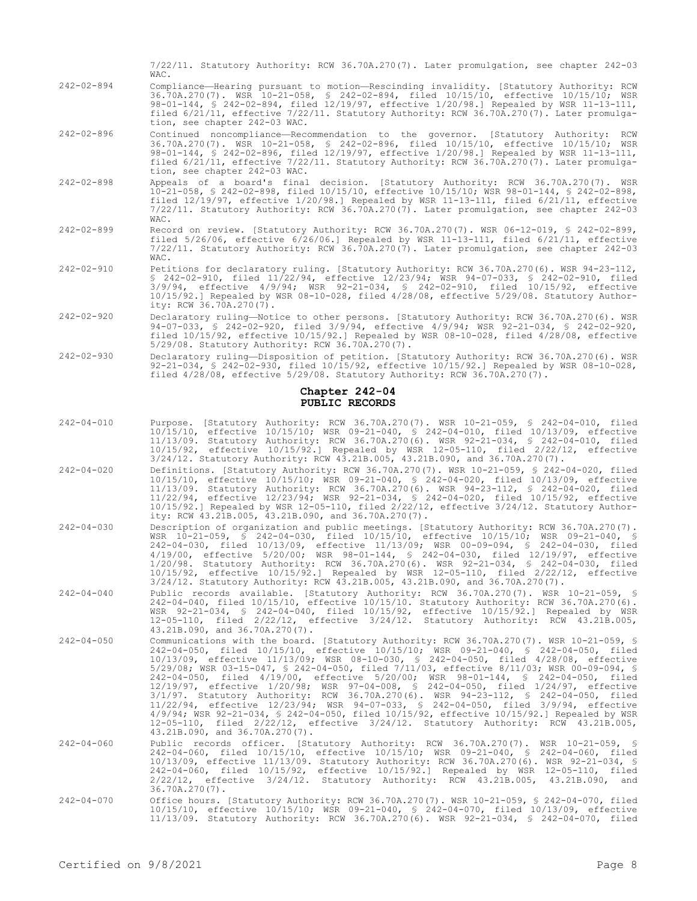7/22/11. Statutory Authority: RCW 36.70A.270(7). Later promulgation, see chapter 242-03 WAC.

242-02-894 Compliance—Hearing pursuant to motion—Rescinding invalidity. [Statutory Authority: RCW 36.70A.270(7). WSR 10-21-058, § 242-02-894, filed 10/15/10, effective 10/15/10; WSR 98-01-144, § 242-02-894, filed 12/19/97, effective 1/20/98.] Repealed by WSR 11-13-111, filed 6/21/11, effective 7/22/11. Statutory Authority: RCW 36.70A.270(7). Later promulgation, see chapter 242-03 WAC.

242-02-896 Continued noncompliance—Recommendation to the governor. [Statutory Authority: RCW 36.70A.270(7). WSR 10-21-058, § 242-02-896, filed 10/15/10, effective 10/15/10; WSR 98-01-144, § 242-02-896, filed 12/19/97, effective 1/20/98.] Repealed by WSR 11-13-111, filed 6/21/11, effective 7/22/11. Statutory Authority: RCW 36.70A.270(7). Later promulgation, see chapter 242-03 WAC.

242-02-898 Appeals of a board's final decision. [Statutory Authority: RCW 36.70A.270(7). WSR 10-21-058, § 242-02-898, filed 10/15/10, effective 10/15/10; WSR 98-01-144, § 242-02-898, filed 12/19/97, effective 1/20/98.] Repealed by WSR 11-13-111, filed 6/21/11, effective 7/22/11. Statutory Authority: RCW 36.70A.270(7). Later promulgation, see chapter 242-03 WAC.

242-02-899 Record on review. [Statutory Authority: RCW 36.70A.270(7). WSR 06-12-019, § 242-02-899, filed 5/26/06, effective 6/26/06.] Repealed by WSR 11-13-111, filed 6/21/11, effective 7/22/11. Statutory Authority: RCW 36.70A.270(7). Later promulgation, see chapter 242-03 WAC.

242-02-910 Petitions for declaratory ruling. [Statutory Authority: RCW 36.70A.270(6). WSR 94-23-112, § 242-02-910, filed 11/22/94, effective 12/23/94; WSR 94-07-033, § 242-02-910, filed 3/9/94, effective 4/9/94; WSR 92-21-034, § 242-02-910, filed 10/15/92, effective 10/15/92.] Repealed by WSR 08-10-028, filed 4/28/08, effective 5/29/08. Statutory Authority: RCW 36.70A.270(7).

242-02-920 Declaratory ruling—Notice to other persons. [Statutory Authority: RCW 36.70A.270(6). WSR 94-07-033, § 242-02-920, filed 3/9/94, effective 4/9/94; WSR 92-21-034, § 242-02-920, filed 10/15/92, effective 10/15/92.] Repealed by WSR 08-10-028, filed 4/28/08, effective 5/29/08. Statutory Authority: RCW 36.70A.270(7).

242-02-930 Declaratory ruling—Disposition of petition. [Statutory Authority: RCW 36.70A.270(6). WSR 92-21-034, § 242-02-930, filed 10/15/92, effective 10/15/92.] Repealed by WSR 08-10-028, filed 4/28/08, effective 5/29/08. Statutory Authority: RCW 36.70A.270(7).

## Chapter 242-04
## PUBLIC RECORDS

242-04-010 Purpose. [Statutory Authority: RCW 36.70A.270(7). WSR 10-21-059, § 242-04-010, filed 10/15/10, effective 10/15/10; WSR 09-21-040, § 242-04-010, filed 10/13/09, effective 11/13/09. Statutory Authority: RCW 36.70A.270(6). WSR 92-21-034, § 242-04-010, filed 10/15/92, effective 10/15/92.] Repealed by WSR 12-05-110, filed 2/22/12, effective 3/24/12. Statutory Authority: RCW 43.21B.005, 43.21B.090, and 36.70A.270(7).

242-04-020 Definitions. [Statutory Authority: RCW 36.70A.270(7). WSR 10-21-059, § 242-04-020, filed 10/15/10, effective 10/15/10; WSR 09-21-040, § 242-04-020, filed 10/13/09, effective 11/13/09. Statutory Authority: RCW 36.70A.270(6). WSR 94-23-112, § 242-04-020, filed 11/22/94, effective 12/23/94; WSR 92-21-034, § 242-04-020, filed 10/15/92, effective 10/15/92.] Repealed by WSR 12-05-110, filed 2/22/12, effective 3/24/12. Statutory Authority: RCW 43.21B.005, 43.21B.090, and 36.70A.270(7).

242-04-030 Description of organization and public meetings. [Statutory Authority: RCW 36.70A.270(7). WSR 10-21-059, § 242-04-030, filed 10/15/10, effective 10/15/10; WSR 09-21-040, § 242-04-030, filed 10/13/09, effective 11/13/09; WSR 00-09-094, § 242-04-030, filed 4/19/00, effective 5/20/00; WSR 98-01-144, § 242-04-030, filed 12/19/97, effective 1/20/98. Statutory Authority: RCW 36.70A.270(6). WSR 92-21-034, § 242-04-030, filed 10/15/92, effective 10/15/92.] Repealed by WSR 12-05-110, filed 2/22/12, effective 3/24/12. Statutory Authority: RCW 43.21B.005, 43.21B.090, and 36.70A.270(7).

242-04-040 Public records available. [Statutory Authority: RCW 36.70A.270(7). WSR 10-21-059, § 242-04-040, filed 10/15/10, effective 10/15/10. Statutory Authority: RCW 36.70A.270(6). WSR 92-21-034, § 242-04-040, filed 10/15/92, effective 10/15/92.] Repealed by WSR 12-05-110, filed 2/22/12, effective 3/24/12. Statutory Authority: RCW 43.21B.005, 43.21B.090, and 36.70A.270(7).

242-04-050 Communications with the board. [Statutory Authority: RCW 36.70A.270(7). WSR 10-21-059, § 242-04-050, filed 10/15/10, effective 10/15/10; WSR 09-21-040, § 242-04-050, filed 10/13/09, effective 11/13/09; WSR 08-10-030, § 242-04-050, filed 4/28/08, effective 5/29/08; WSR 03-15-047, § 242-04-050, filed 7/11/03, effective 8/11/03; WSR 00-09-094, § 242-04-050, filed 4/19/00, effective 5/20/00; WSR 98-01-144, § 242-04-050, filed 12/19/97, effective 1/20/98; WSR 97-04-008, § 242-04-050, filed 1/24/97, effective 3/1/97. Statutory Authority: RCW 36.70A.270(6). WSR 94-23-112, § 242-04-050, filed 11/22/94, effective 12/23/94; WSR 94-07-033, § 242-04-050, filed 3/9/94, effective 4/9/94; WSR 92-21-034, § 242-04-050, filed 10/15/92, effective 10/15/92.] Repealed by WSR 12-05-110, filed 2/22/12, effective 3/24/12. Statutory Authority: RCW 43.21B.005, 43.21B.090, and 36.70A.270(7).

242-04-060 Public records officer. [Statutory Authority: RCW 36.70A.270(7). WSR 10-21-059, § 242-04-060, filed 10/15/10, effective 10/15/10; WSR 09-21-040, § 242-04-060, filed 10/13/09, effective 11/13/09. Statutory Authority: RCW 36.70A.270(6). WSR 92-21-034, § 242-04-060, filed 10/15/92, effective 10/15/92.] Repealed by WSR 12-05-110, filed 2/22/12, effective 3/24/12. Statutory Authority: RCW 43.21B.005, 43.21B.090, and 36.70A.270(7).

242-04-070 Office hours. [Statutory Authority: RCW 36.70A.270(7). WSR 10-21-059, § 242-04-070, filed 10/15/10, effective 10/15/10; WSR 09-21-040, § 242-04-070, filed 10/13/09, effective 11/13/09. Statutory Authority: RCW 36.70A.270(6). WSR 92-21-034, § 242-04-070, filed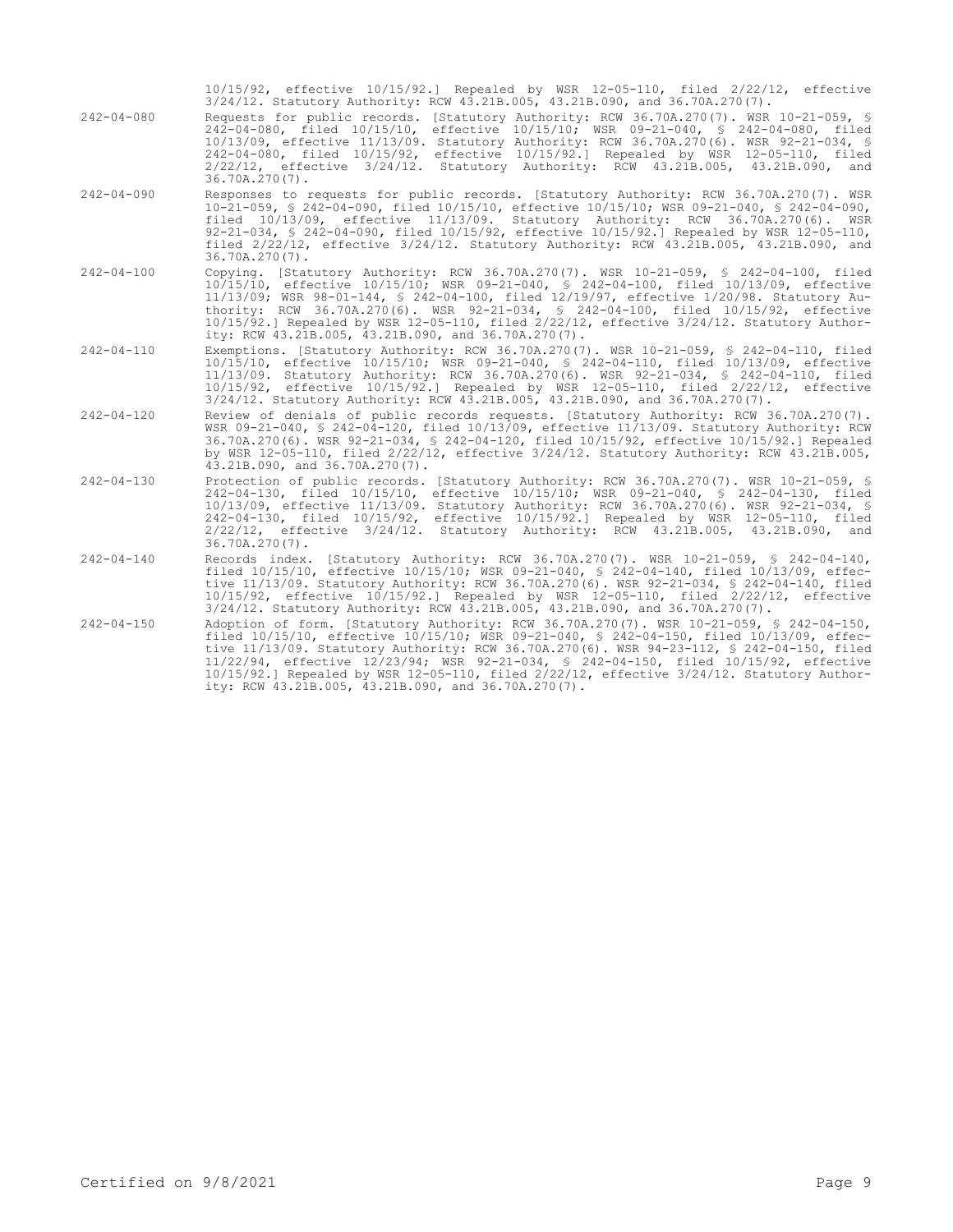10/15/92, effective 10/15/92.] Repealed by WSR 12-05-110, filed 2/22/12, effective 3/24/12. Statutory Authority: RCW 43.21B.005, 43.21B.090, and 36.70A.270(7).

242-04-080 Requests for public records. [Statutory Authority: RCW 36.70A.270(7). WSR 10-21-059, § 242-04-080, filed 10/15/10, effective 10/15/10; WSR 09-21-040, § 242-04-080, filed 10/13/09, effective 11/13/09. Statutory Authority: RCW 36.70A.270(6). WSR 92-21-034, § 242-04-080, filed 10/15/92, effective 10/15/92.] Repealed by WSR 12-05-110, filed 2/22/12, effective 3/24/12. Statutory Authority: RCW 43.21B.005, 43.21B.090, and 36.70A.270(7).

242-04-090 Responses to requests for public records. [Statutory Authority: RCW 36.70A.270(7). WSR 10-21-059, § 242-04-090, filed 10/15/10, effective 10/15/10; WSR 09-21-040, § 242-04-090, filed 10/13/09, effective 11/13/09. Statutory Authority: RCW 36.70A.270(6). WSR 92-21-034, § 242-04-090, filed 10/15/92, effective 10/15/92.] Repealed by WSR 12-05-110, filed 2/22/12, effective 3/24/12. Statutory Authority: RCW 43.21B.005, 43.21B.090, and 36.70A.270(7).

242-04-100 Copying. [Statutory Authority: RCW 36.70A.270(7). WSR 10-21-059, § 242-04-100, filed 10/15/10, effective 10/15/10; WSR 09-21-040, § 242-04-100, filed 10/13/09, effective 11/13/09; WSR 98-01-144, § 242-04-100, filed 12/19/97, effective 1/20/98. Statutory Authority: RCW 36.70A.270(6). WSR 92-21-034, § 242-04-100, filed 10/15/92, effective 10/15/92.] Repealed by WSR 12-05-110, filed 2/22/12, effective 3/24/12. Statutory Authority: RCW 43.21B.005, 43.21B.090, and 36.70A.270(7).

242-04-110 Exemptions. [Statutory Authority: RCW 36.70A.270(7). WSR 10-21-059, § 242-04-110, filed 10/15/10, effective 10/15/10; WSR 09-21-040, § 242-04-110, filed 10/13/09, effective 11/13/09. Statutory Authority: RCW 36.70A.270(6). WSR 92-21-034, § 242-04-110, filed 10/15/92, effective 10/15/92.] Repealed by WSR 12-05-110, filed 2/22/12, effective 3/24/12. Statutory Authority: RCW 43.21B.005, 43.21B.090, and 36.70A.270(7).

242-04-120 Review of denials of public records requests. [Statutory Authority: RCW 36.70A.270(7). WSR 09-21-040, § 242-04-120, filed 10/13/09, effective 11/13/09. Statutory Authority: RCW 36.70A.270(6). WSR 92-21-034, § 242-04-120, filed 10/15/92, effective 10/15/92.] Repealed by WSR 12-05-110, filed 2/22/12, effective 3/24/12. Statutory Authority: RCW 43.21B.005, 43.21B.090, and 36.70A.270(7).

242-04-130 Protection of public records. [Statutory Authority: RCW 36.70A.270(7). WSR 10-21-059, § 242-04-130, filed 10/15/10, effective 10/15/10; WSR 09-21-040, § 242-04-130, filed 10/13/09, effective 11/13/09. Statutory Authority: RCW 36.70A.270(6). WSR 92-21-034, § 242-04-130, filed 10/15/92, effective 10/15/92.] Repealed by WSR 12-05-110, filed 2/22/12, effective 3/24/12. Statutory Authority: RCW 43.21B.005, 43.21B.090, and 36.70A.270(7).

242-04-140 Records index. [Statutory Authority: RCW 36.70A.270(7). WSR 10-21-059, § 242-04-140, filed 10/15/10, effective 10/15/10; WSR 09-21-040, § 242-04-140, filed 10/13/09, effective 11/13/09. Statutory Authority: RCW 36.70A.270(6). WSR 92-21-034, § 242-04-140, filed 10/15/92, effective 10/15/92.] Repealed by WSR 12-05-110, filed 2/22/12, effective 3/24/12. Statutory Authority: RCW 43.21B.005, 43.21B.090, and 36.70A.270(7).

242-04-150 Adoption of form. [Statutory Authority: RCW 36.70A.270(7). WSR 10-21-059, § 242-04-150, filed 10/15/10, effective 10/15/10; WSR 09-21-040, § 242-04-150, filed 10/13/09, effective 11/13/09. Statutory Authority: RCW 36.70A.270(6). WSR 94-23-112, § 242-04-150, filed 11/22/94, effective 12/23/94; WSR 92-21-034, § 242-04-150, filed 10/15/92, effective 10/15/92.] Repealed by WSR 12-05-110, filed 2/22/12, effective 3/24/12. Statutory Authority: RCW 43.21B.005, 43.21B.090, and 36.70A.270(7).